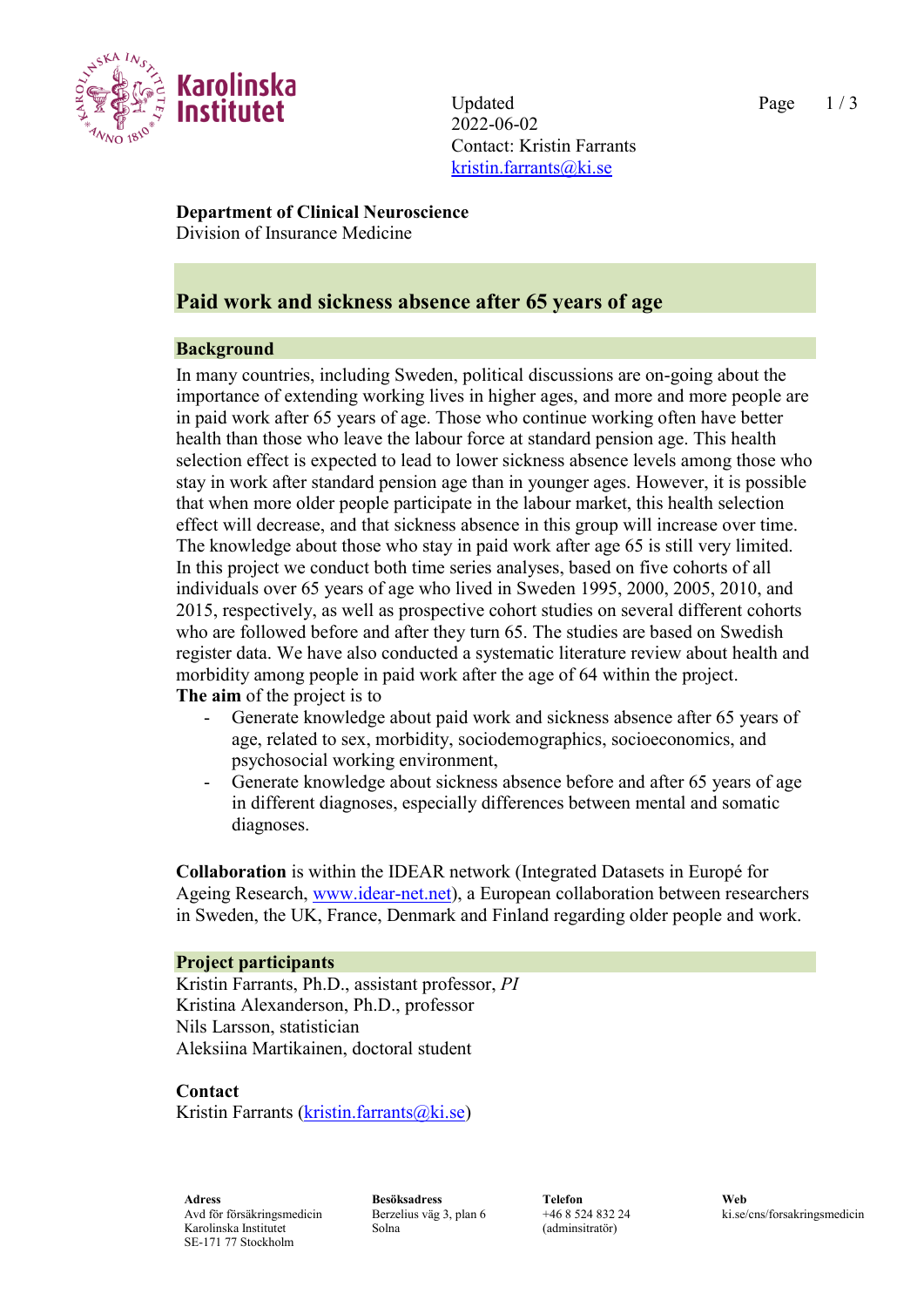Updated 2022-06-02
Contact: Kristin Farrants
kristin.farrants@ki.se

**Department of Clinical Neuroscience**
Division of Insurance Medicine

# Paid work and sickness absence after 65 years of age

## Background

In many countries, including Sweden, political discussions are on-going about the importance of extending working lives in higher ages, and more and more people are in paid work after 65 years of age. Those who continue working often have better health than those who leave the labour force at standard pension age. This health selection effect is expected to lead to lower sickness absence levels among those who stay in work after standard pension age than in younger ages. However, it is possible that when more older people participate in the labour market, this health selection effect will decrease, and that sickness absence in this group will increase over time. The knowledge about those who stay in paid work after age 65 is still very limited. In this project we conduct both time series analyses, based on five cohorts of all individuals over 65 years of age who lived in Sweden 1995, 2000, 2005, 2010, and 2015, respectively, as well as prospective cohort studies on several different cohorts who are followed before and after they turn 65. The studies are based on Swedish register data. We have also conducted a systematic literature review about health and morbidity among people in paid work after the age of 64 within the project.

**The aim** of the project is to

- Generate knowledge about paid work and sickness absence after 65 years of age, related to sex, morbidity, sociodemographics, socioeconomics, and psychosocial working environment,
- Generate knowledge about sickness absence before and after 65 years of age in different diagnoses, especially differences between mental and somatic diagnoses.

**Collaboration** is within the IDEAR network (Integrated Datasets in Europé for Ageing Research, www.idear-net.net), a European collaboration between researchers in Sweden, the UK, France, Denmark and Finland regarding older people and work.

## Project participants

Kristin Farrants, Ph.D., assistant professor, *PI*
Kristina Alexanderson, Ph.D., professor
Nils Larsson, statistician
Aleksiina Martikainen, doctoral student

**Contact**
Kristin Farrants (kristin.farrants@ki.se)

**Adress**
Avd för försäkringsmedicin
Karolinska Institutet
SE-171 77 Stockholm

**Besöksadress**
Berzelius väg 3, plan 6
Solna

**Telefon**
+46 8 524 832 24
(adminsitratör)

**Web**
ki.se/cns/forsakringsmedicin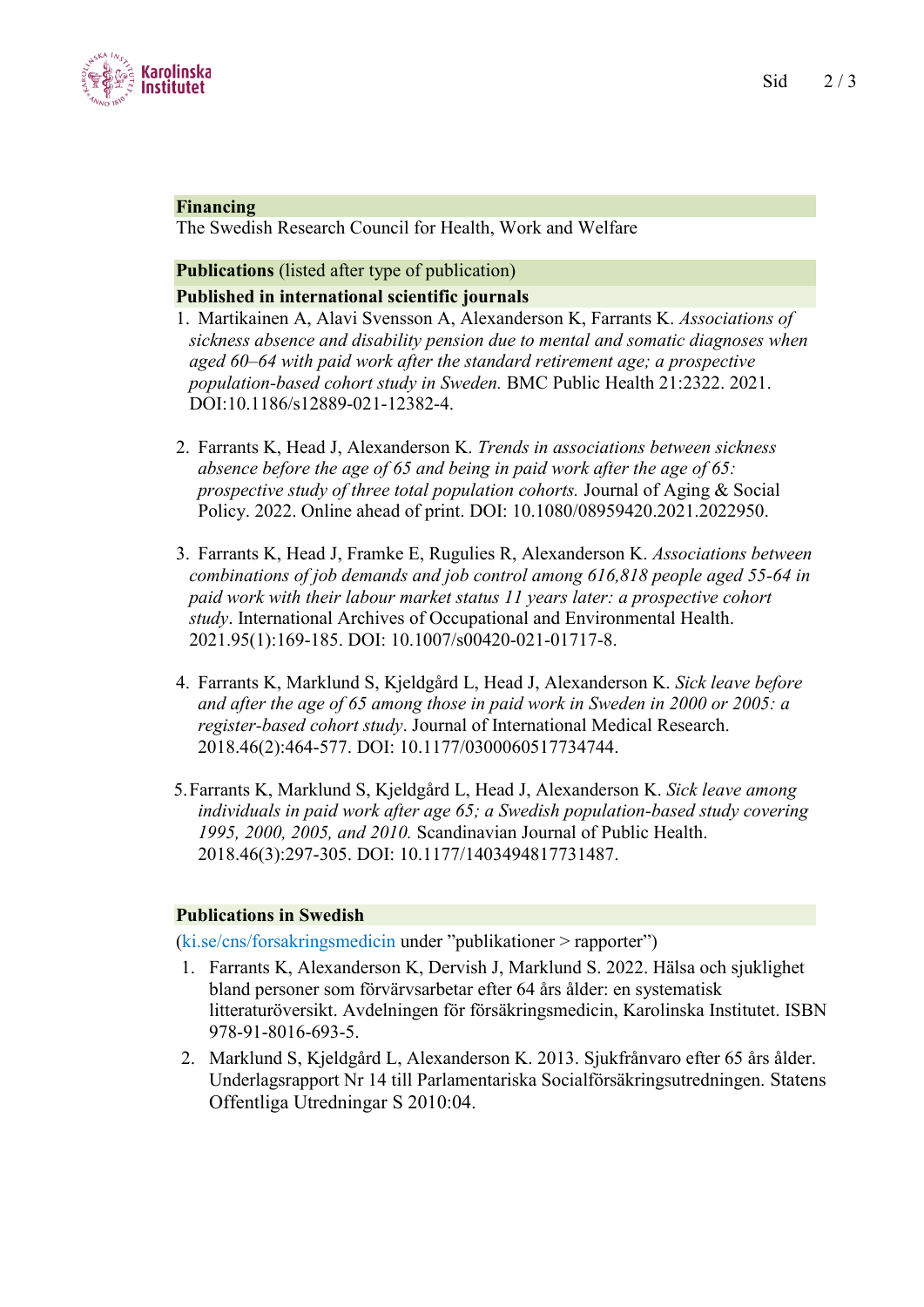## Financing

The Swedish Research Council for Health, Work and Welfare

## Publications (listed after type of publication)

### Published in international scientific journals

1. Martikainen A, Alavi Svensson A, Alexanderson K, Farrants K. *Associations of sickness absence and disability pension due to mental and somatic diagnoses when aged 60–64 with paid work after the standard retirement age; a prospective population-based cohort study in Sweden.* BMC Public Health 21:2322. 2021. DOI:10.1186/s12889-021-12382-4.

2. Farrants K, Head J, Alexanderson K. *Trends in associations between sickness absence before the age of 65 and being in paid work after the age of 65: prospective study of three total population cohorts.* Journal of Aging & Social Policy. 2022. Online ahead of print. DOI: 10.1080/08959420.2021.2022950.

3. Farrants K, Head J, Framke E, Rugulies R, Alexanderson K. *Associations between combinations of job demands and job control among 616,818 people aged 55-64 in paid work with their labour market status 11 years later: a prospective cohort study*. International Archives of Occupational and Environmental Health. 2021.95(1):169-185. DOI: 10.1007/s00420-021-01717-8.

4. Farrants K, Marklund S, Kjeldgård L, Head J, Alexanderson K. *Sick leave before and after the age of 65 among those in paid work in Sweden in 2000 or 2005: a register-based cohort study*. Journal of International Medical Research. 2018.46(2):464-577. DOI: 10.1177/0300060517734744.

5. Farrants K, Marklund S, Kjeldgård L, Head J, Alexanderson K. *Sick leave among individuals in paid work after age 65; a Swedish population-based study covering 1995, 2000, 2005, and 2010.* Scandinavian Journal of Public Health. 2018.46(3):297-305. DOI: 10.1177/1403494817731487.

### Publications in Swedish

(ki.se/cns/forsakringsmedicin under ”publikationer > rapporter”)

1. Farrants K, Alexanderson K, Dervish J, Marklund S. 2022. Hälsa och sjuklighet bland personer som förvärvsarbetar efter 64 års ålder: en systematisk litteraturöversikt. Avdelningen för försäkringsmedicin, Karolinska Institutet. ISBN 978-91-8016-693-5.
2. Marklund S, Kjeldgård L, Alexanderson K. 2013. Sjukfrånvaro efter 65 års ålder. Underlagsrapport Nr 14 till Parlamentariska Socialförsäkringsutredningen. Statens Offentliga Utredningar S 2010:04.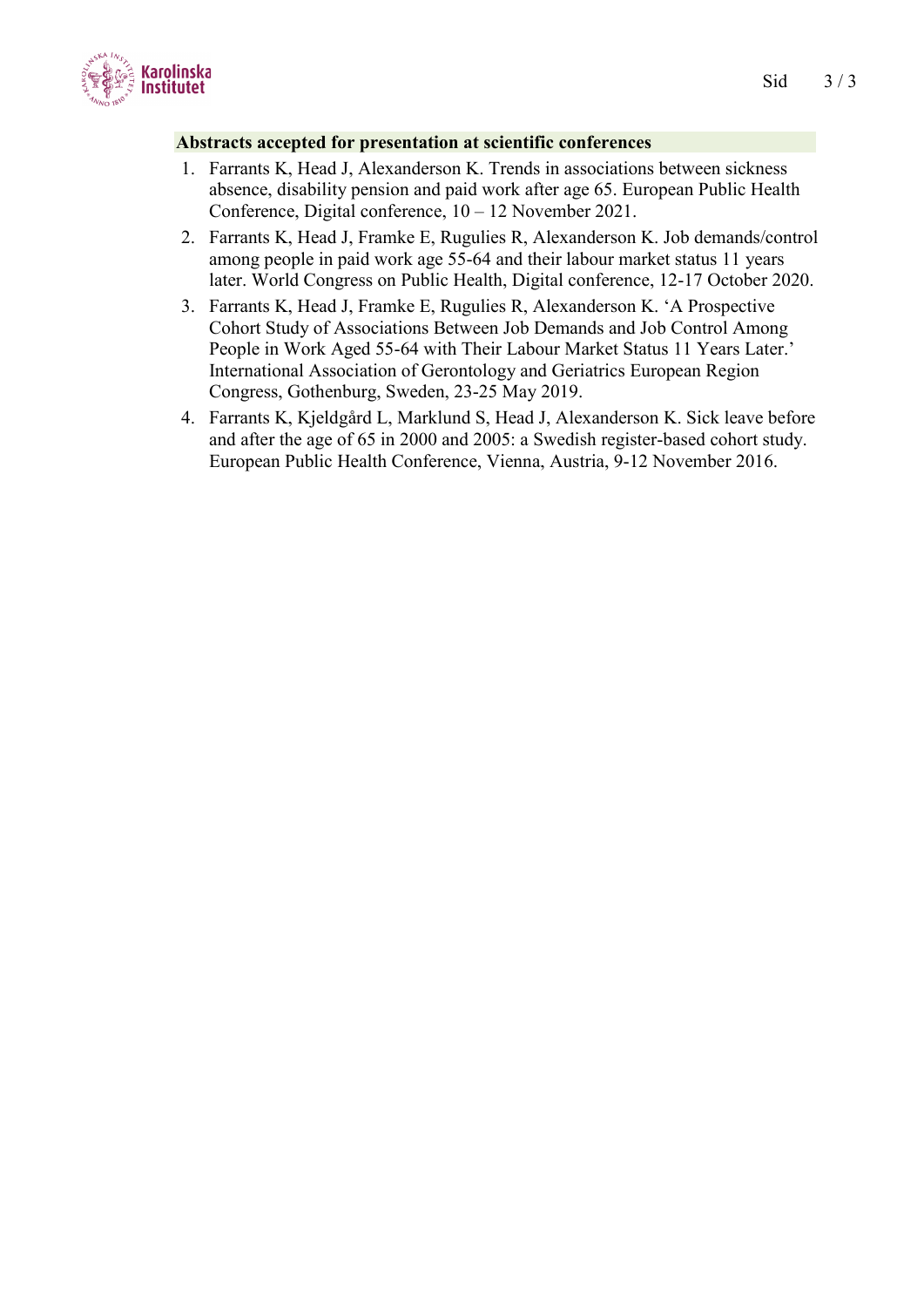## Abstracts accepted for presentation at scientific conferences

1. Farrants K, Head J, Alexanderson K. Trends in associations between sickness absence, disability pension and paid work after age 65. European Public Health Conference, Digital conference, 10 – 12 November 2021.
2. Farrants K, Head J, Framke E, Rugulies R, Alexanderson K. Job demands/control among people in paid work age 55-64 and their labour market status 11 years later. World Congress on Public Health, Digital conference, 12-17 October 2020.
3. Farrants K, Head J, Framke E, Rugulies R, Alexanderson K. 'A Prospective Cohort Study of Associations Between Job Demands and Job Control Among People in Work Aged 55-64 with Their Labour Market Status 11 Years Later.' International Association of Gerontology and Geriatrics European Region Congress, Gothenburg, Sweden, 23-25 May 2019.
4. Farrants K, Kjeldgård L, Marklund S, Head J, Alexanderson K. Sick leave before and after the age of 65 in 2000 and 2005: a Swedish register-based cohort study. European Public Health Conference, Vienna, Austria, 9-12 November 2016.